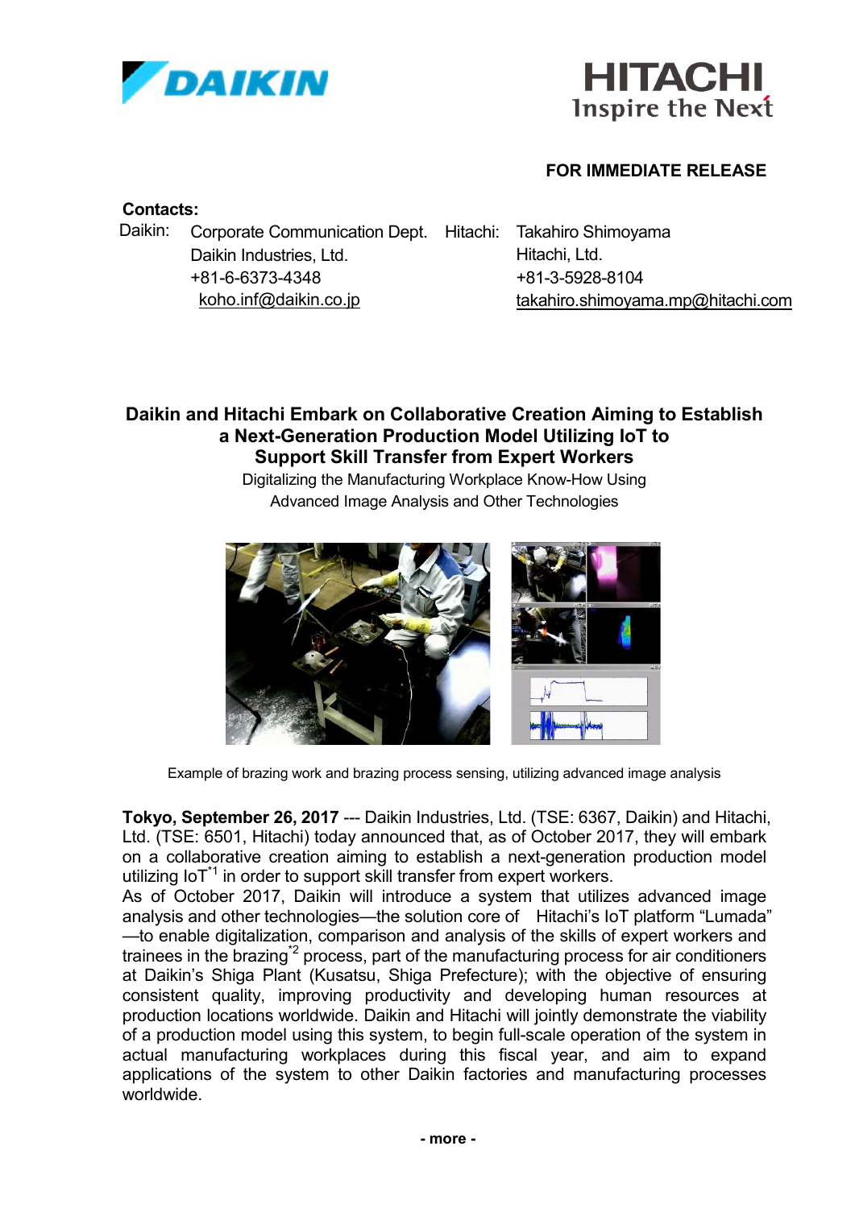**FOR IMMEDIATE RELEASE**

**Contacts:**

Daikin: Corporate Communication Dept.
Daikin Industries, Ltd.
+81-6-6373-4348
koho.inf@daikin.co.jp

Hitachi: Takahiro Shimoyama
Hitachi, Ltd.
+81-3-5928-8104
takahiro.shimoyama.mp@hitachi.com

# Daikin and Hitachi Embark on Collaborative Creation Aiming to Establish a Next-Generation Production Model Utilizing IoT to Support Skill Transfer from Expert Workers

Digitalizing the Manufacturing Workplace Know-How Using Advanced Image Analysis and Other Technologies

Example of brazing work and brazing process sensing, utilizing advanced image analysis

**Tokyo, September 26, 2017** --- Daikin Industries, Ltd. (TSE: 6367, Daikin) and Hitachi, Ltd. (TSE: 6501, Hitachi) today announced that, as of October 2017, they will embark on a collaborative creation aiming to establish a next-generation production model utilizing IoT[*1] in order to support skill transfer from expert workers.

As of October 2017, Daikin will introduce a system that utilizes advanced image analysis and other technologies—the solution core of Hitachi's IoT platform "Lumada"—to enable digitalization, comparison and analysis of the skills of expert workers and trainees in the brazing[*2] process, part of the manufacturing process for air conditioners at Daikin's Shiga Plant (Kusatsu, Shiga Prefecture); with the objective of ensuring consistent quality, improving productivity and developing human resources at production locations worldwide. Daikin and Hitachi will jointly demonstrate the viability of a production model using this system, to begin full-scale operation of the system in actual manufacturing workplaces during this fiscal year, and aim to expand applications of the system to other Daikin factories and manufacturing processes worldwide.

- more -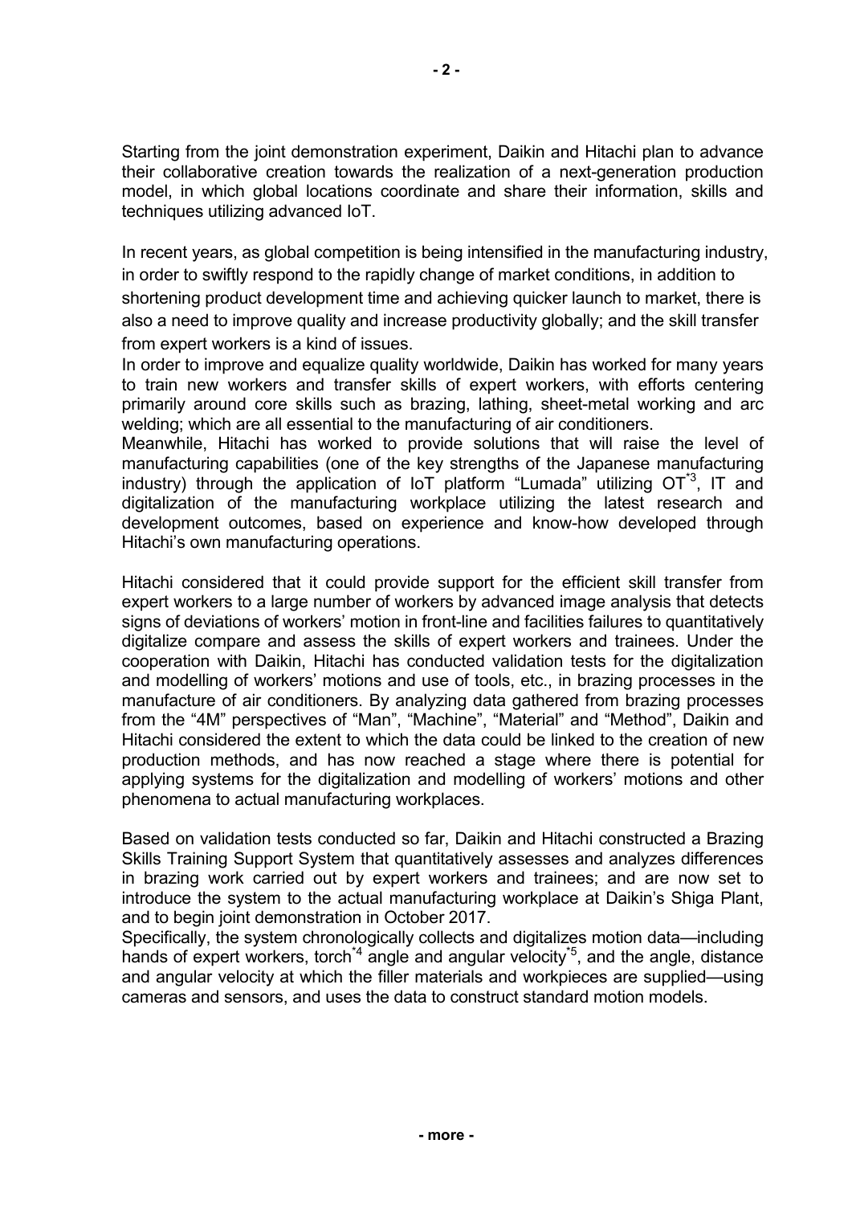Starting from the joint demonstration experiment, Daikin and Hitachi plan to advance their collaborative creation towards the realization of a next-generation production model, in which global locations coordinate and share their information, skills and techniques utilizing advanced IoT.

In recent years, as global competition is being intensified in the manufacturing industry, in order to swiftly respond to the rapidly change of market conditions, in addition to shortening product development time and achieving quicker launch to market, there is also a need to improve quality and increase productivity globally; and the skill transfer from expert workers is a kind of issues.

In order to improve and equalize quality worldwide, Daikin has worked for many years to train new workers and transfer skills of expert workers, with efforts centering primarily around core skills such as brazing, lathing, sheet-metal working and arc welding; which are all essential to the manufacturing of air conditioners.

Meanwhile, Hitachi has worked to provide solutions that will raise the level of manufacturing capabilities (one of the key strengths of the Japanese manufacturing industry) through the application of IoT platform "Lumada" utilizing OT[*3], IT and digitalization of the manufacturing workplace utilizing the latest research and development outcomes, based on experience and know-how developed through Hitachi's own manufacturing operations.

Hitachi considered that it could provide support for the efficient skill transfer from expert workers to a large number of workers by advanced image analysis that detects signs of deviations of workers' motion in front-line and facilities failures to quantitatively digitalize compare and assess the skills of expert workers and trainees. Under the cooperation with Daikin, Hitachi has conducted validation tests for the digitalization and modelling of workers' motions and use of tools, etc., in brazing processes in the manufacture of air conditioners. By analyzing data gathered from brazing processes from the "4M" perspectives of "Man", "Machine", "Material" and "Method", Daikin and Hitachi considered the extent to which the data could be linked to the creation of new production methods, and has now reached a stage where there is potential for applying systems for the digitalization and modelling of workers' motions and other phenomena to actual manufacturing workplaces.

Based on validation tests conducted so far, Daikin and Hitachi constructed a Brazing Skills Training Support System that quantitatively assesses and analyzes differences in brazing work carried out by expert workers and trainees; and are now set to introduce the system to the actual manufacturing workplace at Daikin's Shiga Plant, and to begin joint demonstration in October 2017.

Specifically, the system chronologically collects and digitalizes motion data—including hands of expert workers, torch[*4] angle and angular velocity[*5], and the angle, distance and angular velocity at which the filler materials and workpieces are supplied—using cameras and sensors, and uses the data to construct standard motion models.

- more -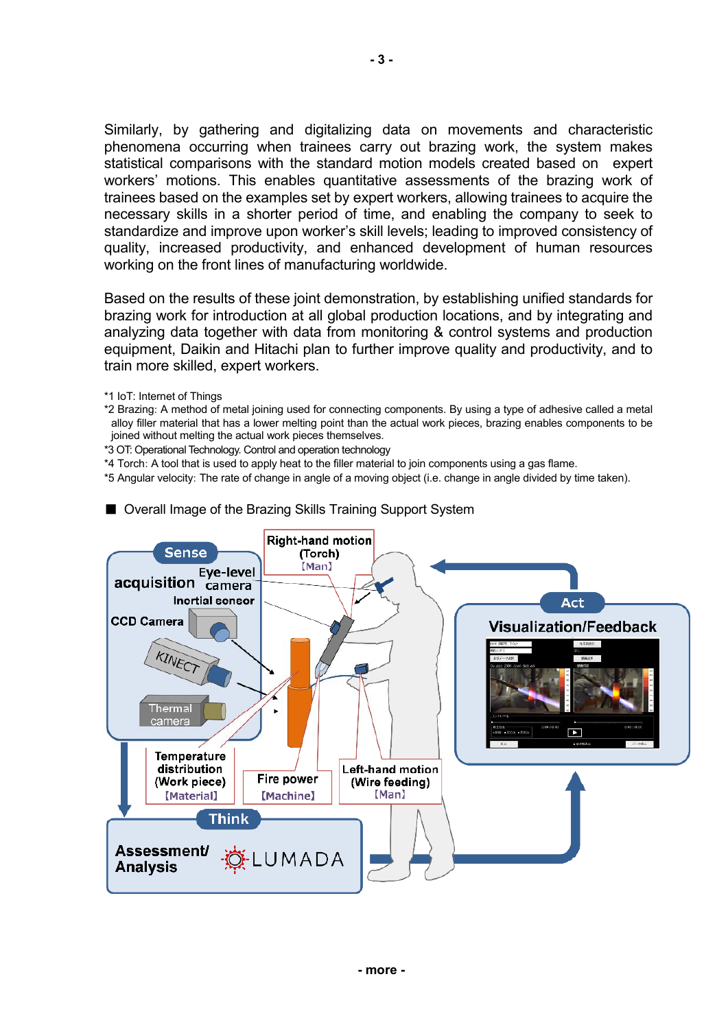Similarly, by gathering and digitalizing data on movements and characteristic phenomena occurring when trainees carry out brazing work, the system makes statistical comparisons with the standard motion models created based on expert workers' motions. This enables quantitative assessments of the brazing work of trainees based on the examples set by expert workers, allowing trainees to acquire the necessary skills in a shorter period of time, and enabling the company to seek to standardize and improve upon worker's skill levels; leading to improved consistency of quality, increased productivity, and enhanced development of human resources working on the front lines of manufacturing worldwide.

Based on the results of these joint demonstration, by establishing unified standards for brazing work for introduction at all global production locations, and by integrating and analyzing data together with data from monitoring & control systems and production equipment, Daikin and Hitachi plan to further improve quality and productivity, and to train more skilled, expert workers.

*1 IoT: Internet of Things
*2 Brazing: A method of metal joining used for connecting components. By using a type of adhesive called a metal alloy filler material that has a lower melting point than the actual work pieces, brazing enables components to be joined without melting the actual work pieces themselves.
*3 OT: Operational Technology. Control and operation technology
*4 Torch: A tool that is used to apply heat to the filler material to join components using a gas flame.
*5 Angular velocity: The rate of change in angle of a moving object (i.e. change in angle divided by time taken).

■ Overall Image of the Brazing Skills Training Support System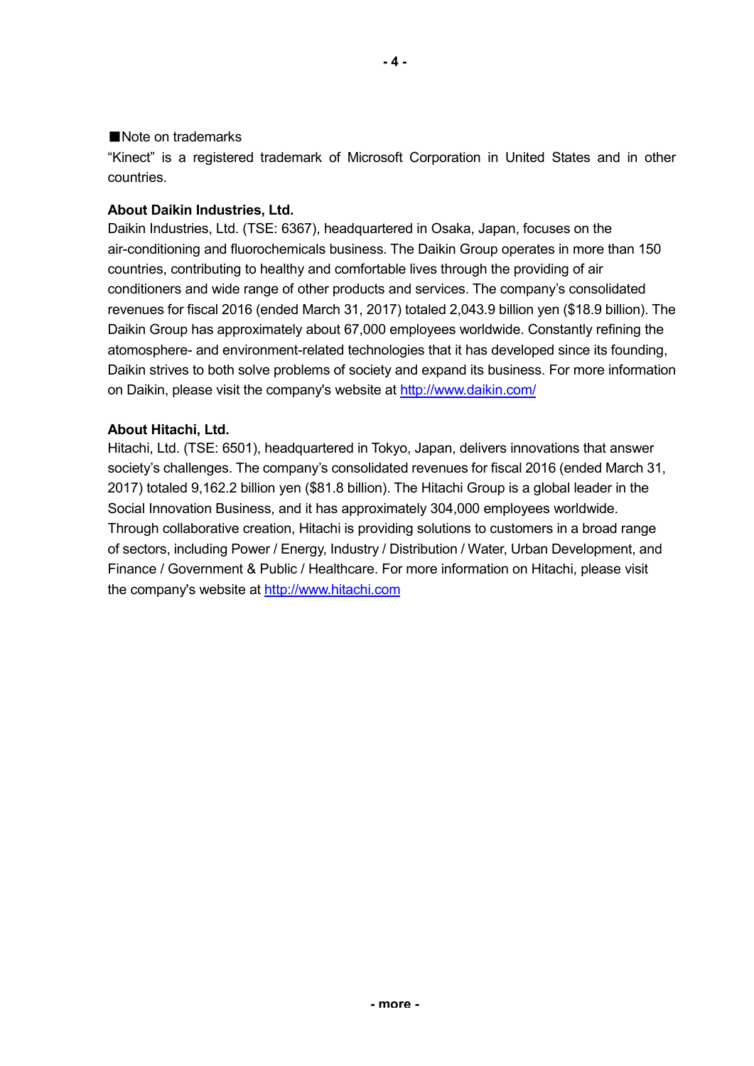■Note on trademarks

"Kinect" is a registered trademark of Microsoft Corporation in United States and in other countries.

**About Daikin Industries, Ltd.**

Daikin Industries, Ltd. (TSE: 6367), headquartered in Osaka, Japan, focuses on the air-conditioning and fluorochemicals business. The Daikin Group operates in more than 150 countries, contributing to healthy and comfortable lives through the providing of air conditioners and wide range of other products and services. The company's consolidated revenues for fiscal 2016 (ended March 31, 2017) totaled 2,043.9 billion yen ($18.9 billion). The Daikin Group has approximately about 67,000 employees worldwide. Constantly refining the atomosphere- and environment-related technologies that it has developed since its founding, Daikin strives to both solve problems of society and expand its business. For more information on Daikin, please visit the company's website at http://www.daikin.com/

**About Hitachi, Ltd.**

Hitachi, Ltd. (TSE: 6501), headquartered in Tokyo, Japan, delivers innovations that answer society's challenges. The company's consolidated revenues for fiscal 2016 (ended March 31, 2017) totaled 9,162.2 billion yen ($81.8 billion). The Hitachi Group is a global leader in the Social Innovation Business, and it has approximately 304,000 employees worldwide. Through collaborative creation, Hitachi is providing solutions to customers in a broad range of sectors, including Power / Energy, Industry / Distribution / Water, Urban Development, and Finance / Government & Public / Healthcare. For more information on Hitachi, please visit the company's website at http://www.hitachi.com

- more -